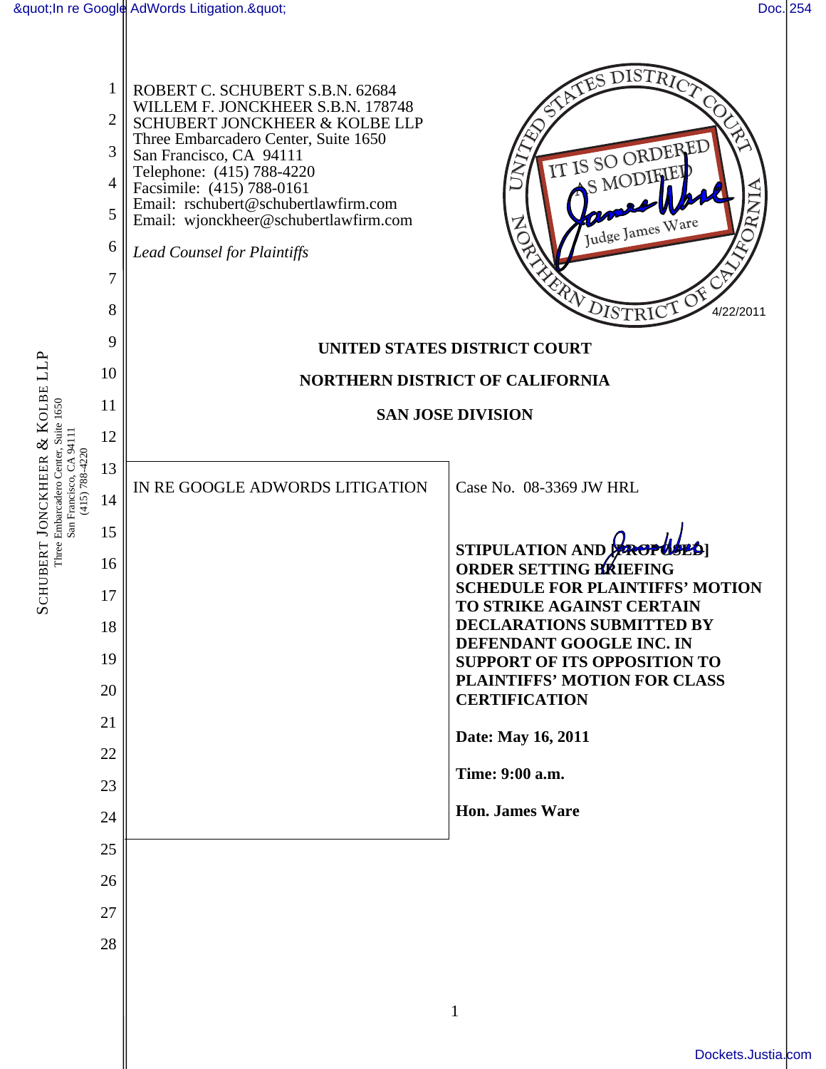ROBERT C. SCHUBERT S.B.N. 62684
WILLEM F. JONCKHEER S.B.N. 178748
SCHUBERT JONCKHEER & KOLBE LLP
Three Embarcadero Center, Suite 1650
San Francisco, CA 94111
Telephone: (415) 788-4220
Facsimile: (415) 788-0161
Email: rschubert@schubertlawfirm.com
Email: wjonckheer@schubertlawfirm.com

*Lead Counsel for Plaintiffs*

IT IS SO ORDERED AS MODIFIED
Judge James Ware
4/22/2011

**UNITED STATES DISTRICT COURT**

**NORTHERN DISTRICT OF CALIFORNIA**

**SAN JOSE DIVISION**

| IN RE GOOGLE ADWORDS LITIGATION | Case No. 08-3369 JW HRL<br><br>**STIPULATION AND [PROPOSED] ORDER SETTING BRIEFING SCHEDULE FOR PLAINTIFFS' MOTION TO STRIKE AGAINST CERTAIN DECLARATIONS SUBMITTED BY DEFENDANT GOOGLE INC. IN SUPPORT OF ITS OPPOSITION TO PLAINTIFFS' MOTION FOR CLASS CERTIFICATION**<br><br>**Date: May 16, 2011**<br><br>**Time: 9:00 a.m.**<br><br>**Hon. James Ware** |
|---|---|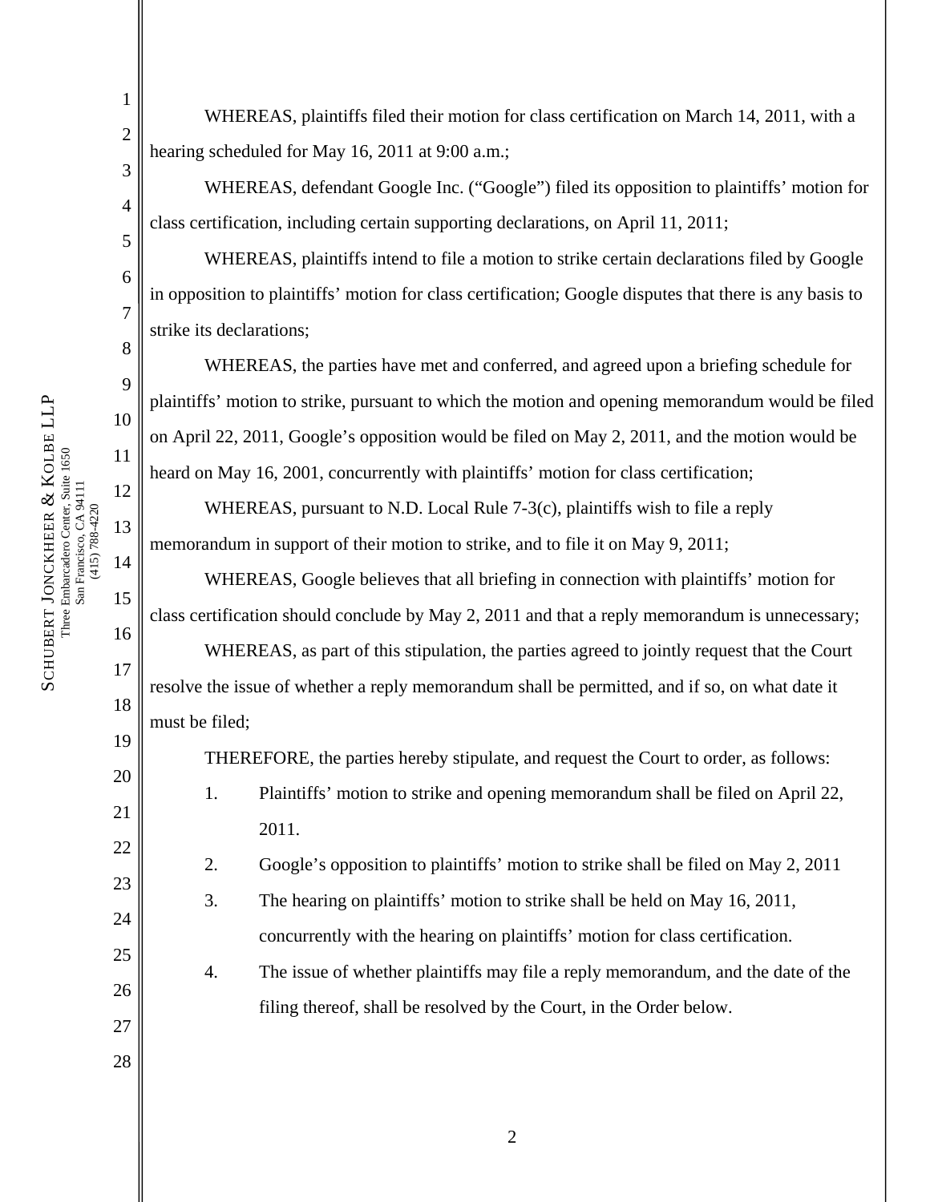WHEREAS, plaintiffs filed their motion for class certification on March 14, 2011, with a hearing scheduled for May 16, 2011 at 9:00 a.m.;

WHEREAS, defendant Google Inc. ("Google") filed its opposition to plaintiffs' motion for class certification, including certain supporting declarations, on April 11, 2011;

WHEREAS, plaintiffs intend to file a motion to strike certain declarations filed by Google in opposition to plaintiffs' motion for class certification; Google disputes that there is any basis to strike its declarations;

WHEREAS, the parties have met and conferred, and agreed upon a briefing schedule for plaintiffs' motion to strike, pursuant to which the motion and opening memorandum would be filed on April 22, 2011, Google's opposition would be filed on May 2, 2011, and the motion would be heard on May 16, 2001, concurrently with plaintiffs' motion for class certification;

WHEREAS, pursuant to N.D. Local Rule 7-3(c), plaintiffs wish to file a reply memorandum in support of their motion to strike, and to file it on May 9, 2011;

WHEREAS, Google believes that all briefing in connection with plaintiffs' motion for class certification should conclude by May 2, 2011 and that a reply memorandum is unnecessary;

WHEREAS, as part of this stipulation, the parties agreed to jointly request that the Court resolve the issue of whether a reply memorandum shall be permitted, and if so, on what date it must be filed;

THEREFORE, the parties hereby stipulate, and request the Court to order, as follows:

1. Plaintiffs' motion to strike and opening memorandum shall be filed on April 22, 2011.
2. Google's opposition to plaintiffs' motion to strike shall be filed on May 2, 2011
3. The hearing on plaintiffs' motion to strike shall be held on May 16, 2011, concurrently with the hearing on plaintiffs' motion for class certification.
4. The issue of whether plaintiffs may file a reply memorandum, and the date of the filing thereof, shall be resolved by the Court, in the Order below.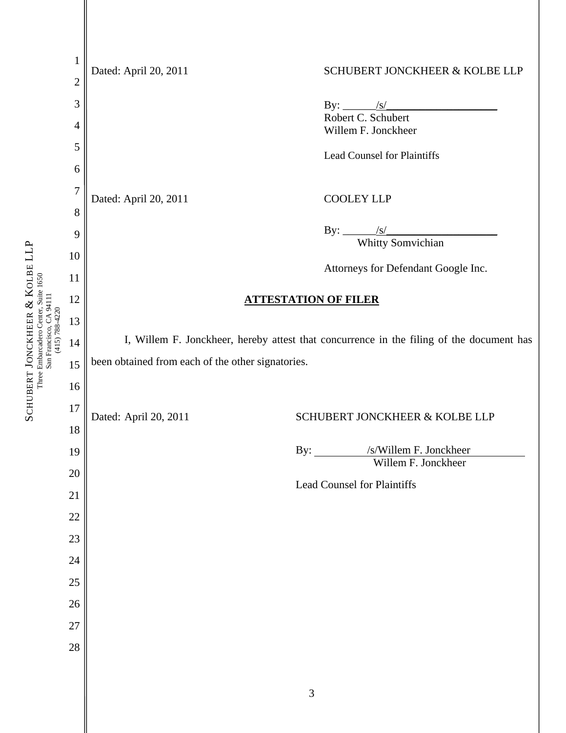Dated: April 20, 2011

SCHUBERT JONCKHEER & KOLBE LLP

By: ______/s/____________________
Robert C. Schubert
Willem F. Jonckheer

Lead Counsel for Plaintiffs

Dated: April 20, 2011

COOLEY LLP

By: ______/s/____________________
Whitty Somvichian

Attorneys for Defendant Google Inc.

## ATTESTATION OF FILER

I, Willem F. Jonckheer, hereby attest that concurrence in the filing of the document has been obtained from each of the other signatories.

Dated: April 20, 2011

SCHUBERT JONCKHEER & KOLBE LLP

By: /s/Willem F. Jonckheer
Willem F. Jonckheer

Lead Counsel for Plaintiffs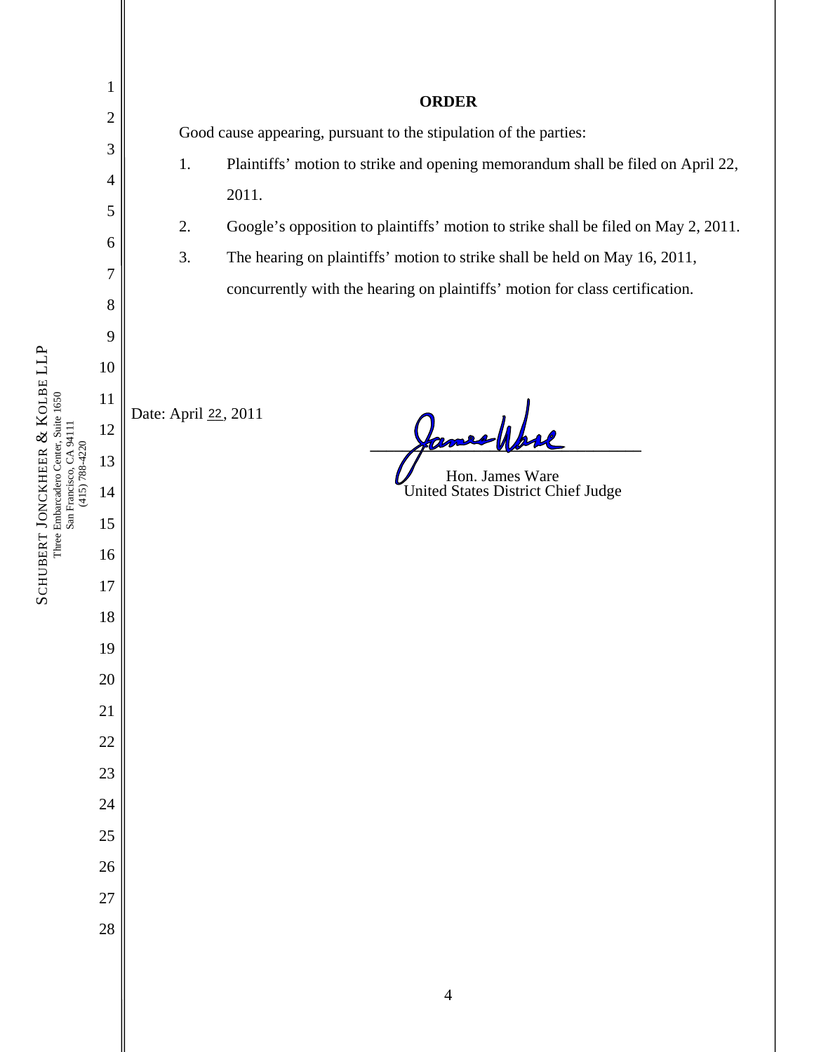**ORDER**

Good cause appearing, pursuant to the stipulation of the parties:

1. Plaintiffs' motion to strike and opening memorandum shall be filed on April 22, 2011.

2. Google's opposition to plaintiffs' motion to strike shall be filed on May 2, 2011.

3. The hearing on plaintiffs' motion to strike shall be held on May 16, 2011, concurrently with the hearing on plaintiffs' motion for class certification.

Date: April 22, 2011

Hon. James Ware
United States District Chief Judge